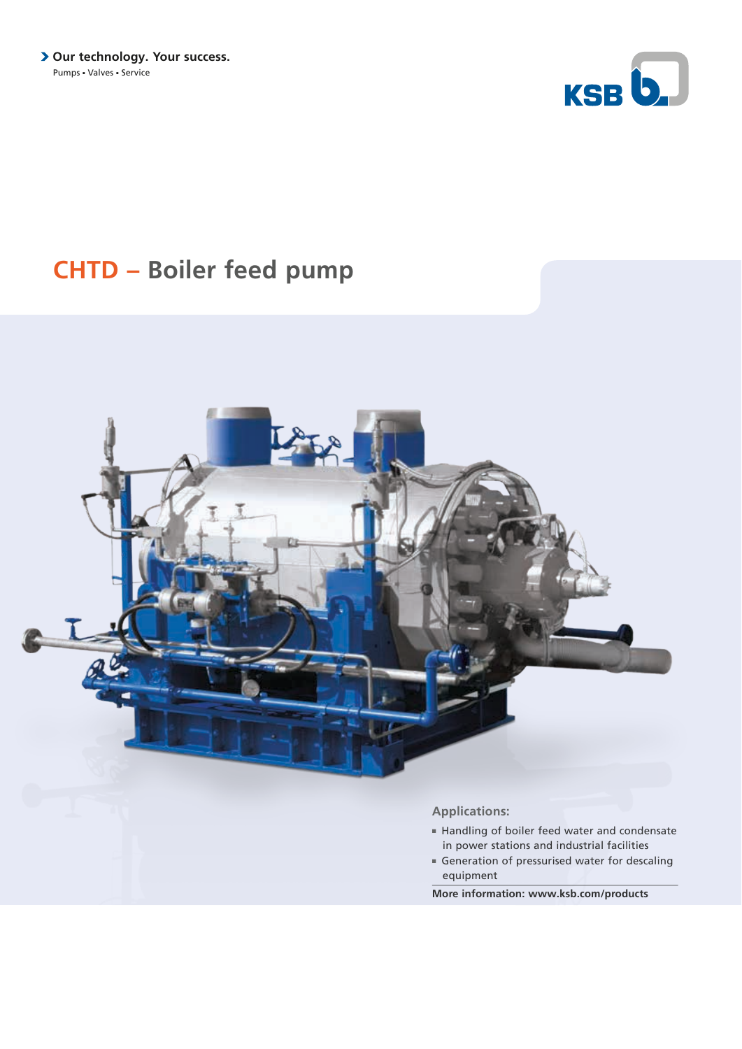Our technology. Your success.

Pumps • Valves • Service

# CHTD – Boiler feed pump

**Applications:**

- Handling of boiler feed water and condensate in power stations and industrial facilities
- Generation of pressurised water for descaling equipment

**More information: www.ksb.com/products**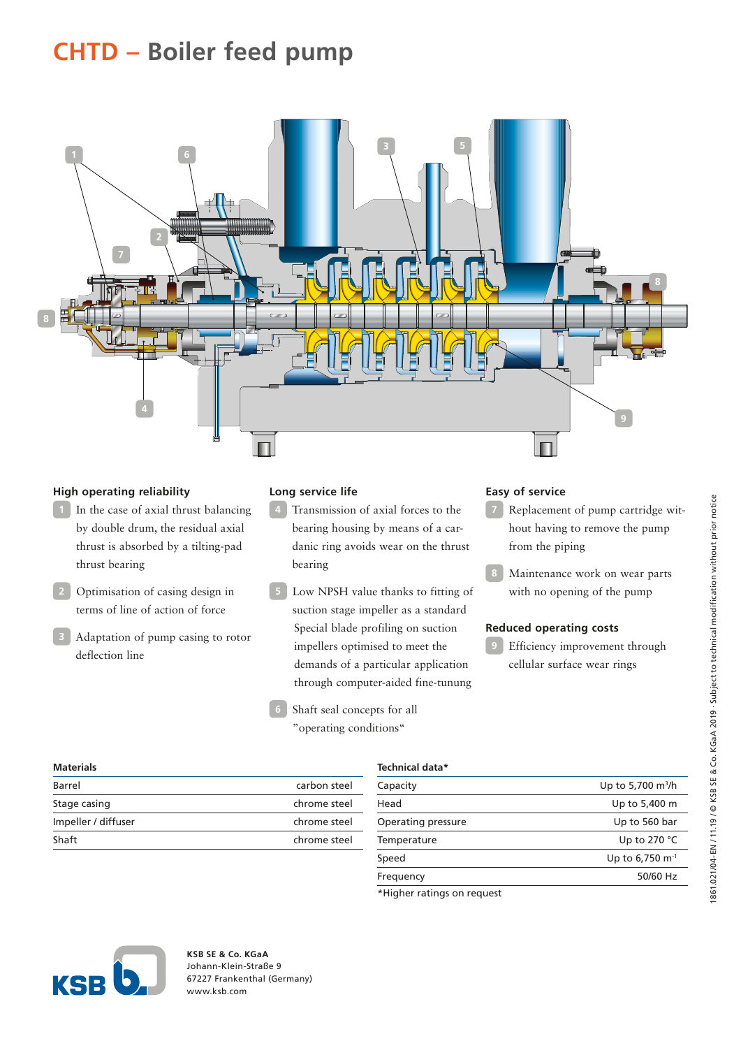# CHTD – Boiler feed pump

1
6
2
7
8
3
5
8
4
9

### High operating reliability

1. In the case of axial thrust balancing by double drum, the residual axial thrust is absorbed by a tilting-pad thrust bearing
2. Optimisation of casing design in terms of line of action of force
3. Adaptation of pump casing to rotor deflection line

### Long service life

4. Transmission of axial forces to the bearing housing by means of a cardanic ring avoids wear on the thrust bearing
5. Low NPSH value thanks to fitting of suction stage impeller as a standard Special blade profiling on suction impellers optimised to meet the demands of a particular application through computer-aided fine-tunung
6. Shaft seal concepts for all "operating conditions"

### Easy of service

7. Replacement of pump cartridge without having to remove the pump from the piping
8. Maintenance work on wear parts with no opening of the pump

### Reduced operating costs

9. Efficiency improvement through cellular surface wear rings

| Materials | |
|---|---|
| Barrel | carbon steel |
| Stage casing | chrome steel |
| Impeller / diffuser | chrome steel |
| Shaft | chrome steel |

| Technical data* | |
|---|---|
| Capacity | Up to 5,700 $m^3/h$ |
| Head | Up to 5,400 m |
| Operating pressure | Up to 560 bar |
| Temperature | Up to 270 °C |
| Speed | Up to 6,750 $m^{-1}$ |
| Frequency | 50/60 Hz |

*Higher ratings on request

**KSB SE & Co. KGaA**
Johann-Klein-Straße 9
67227 Frankenthal (Germany)
www.ksb.com

1861.021/04-EN / 11.19 / © KSB SE & Co. KGaA 2019 · Subject to technical modification without prior notice